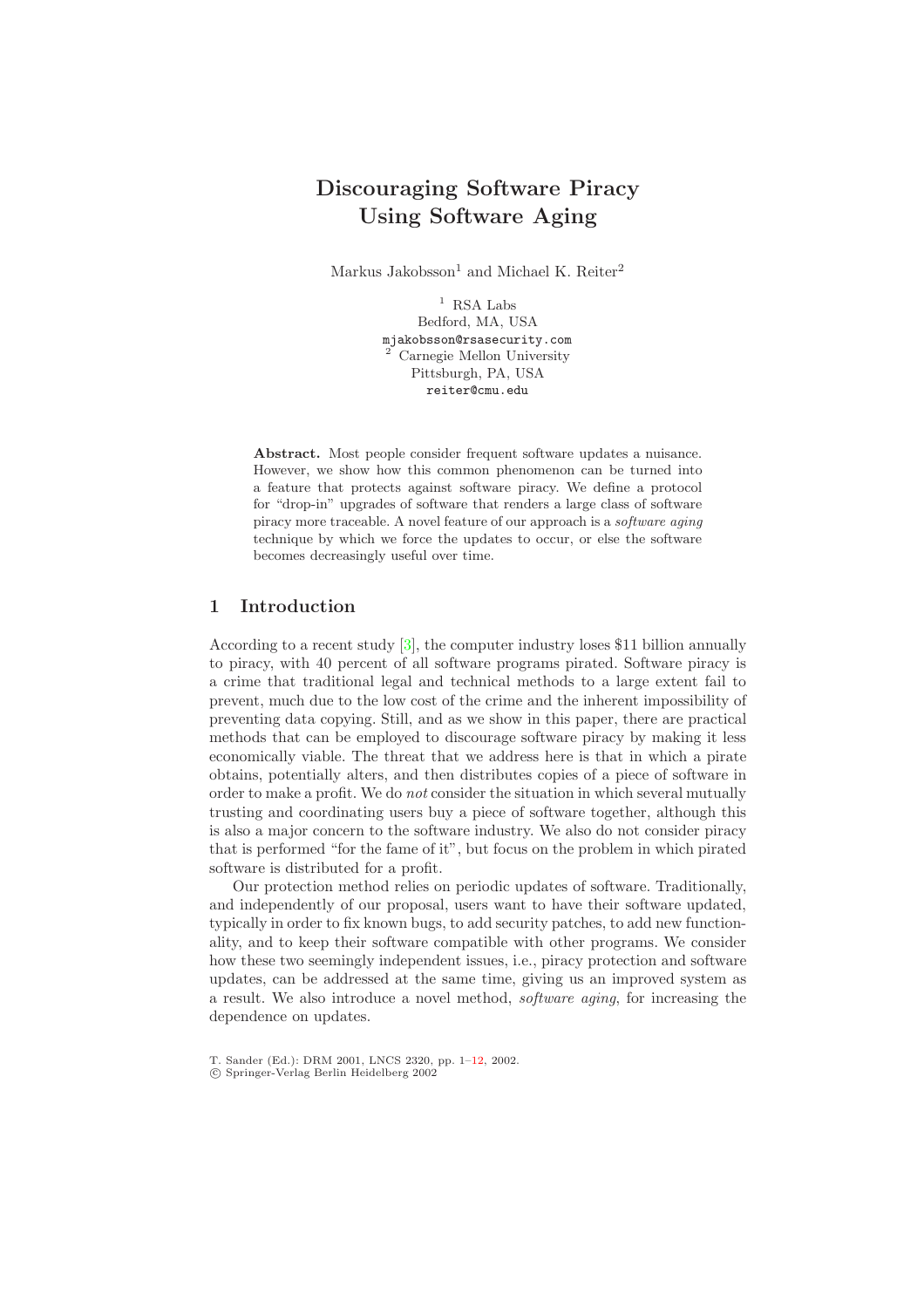# Discouraging Software Piracy Using Software Aging

Markus Jakobsson[1] and Michael K. Reiter[2]

[1] RSA Labs
Bedford, MA, USA
mjakobsson@rsasecurity.com

[2] Carnegie Mellon University
Pittsburgh, PA, USA
reiter@cmu.edu

**Abstract.** Most people consider frequent software updates a nuisance. However, we show how this common phenomenon can be turned into a feature that protects against software piracy. We define a protocol for "drop-in" upgrades of software that renders a large class of software piracy more traceable. A novel feature of our approach is a *software aging* technique by which we force the updates to occur, or else the software becomes decreasingly useful over time.

## 1 Introduction

According to a recent study [3], the computer industry loses $11 billion annually to piracy, with 40 percent of all software programs pirated. Software piracy is a crime that traditional legal and technical methods to a large extent fail to prevent, much due to the low cost of the crime and the inherent impossibility of preventing data copying. Still, and as we show in this paper, there are practical methods that can be employed to discourage software piracy by making it less economically viable. The threat that we address here is that in which a pirate obtains, potentially alters, and then distributes copies of a piece of software in order to make a profit. We do *not* consider the situation in which several mutually trusting and coordinating users buy a piece of software together, although this is also a major concern to the software industry. We also do not consider piracy that is performed "for the fame of it", but focus on the problem in which pirated software is distributed for a profit.

Our protection method relies on periodic updates of software. Traditionally, and independently of our proposal, users want to have their software updated, typically in order to fix known bugs, to add security patches, to add new functionality, and to keep their software compatible with other programs. We consider how these two seemingly independent issues, i.e., piracy protection and software updates, can be addressed at the same time, giving us an improved system as a result. We also introduce a novel method, *software aging*, for increasing the dependence on updates.

T. Sander (Ed.): DRM 2001, LNCS 2320, pp. 1–12, 2002.
© Springer-Verlag Berlin Heidelberg 2002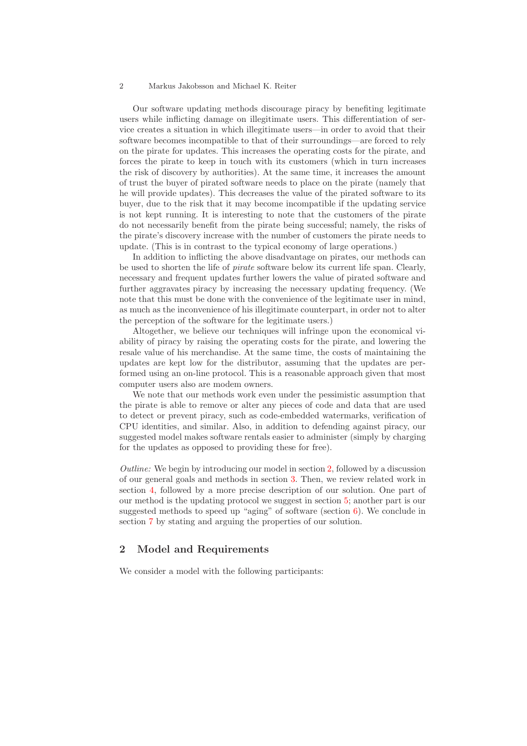Our software updating methods discourage piracy by benefiting legitimate users while inflicting damage on illegitimate users. This differentiation of service creates a situation in which illegitimate users—in order to avoid that their software becomes incompatible to that of their surroundings—are forced to rely on the pirate for updates. This increases the operating costs for the pirate, and forces the pirate to keep in touch with its customers (which in turn increases the risk of discovery by authorities). At the same time, it increases the amount of trust the buyer of pirated software needs to place on the pirate (namely that he will provide updates). This decreases the value of the pirated software to its buyer, due to the risk that it may become incompatible if the updating service is not kept running. It is interesting to note that the customers of the pirate do not necessarily benefit from the pirate being successful; namely, the risks of the pirate's discovery increase with the number of customers the pirate needs to update. (This is in contrast to the typical economy of large operations.)

In addition to inflicting the above disadvantage on pirates, our methods can be used to shorten the life of *pirate* software below its current life span. Clearly, necessary and frequent updates further lowers the value of pirated software and further aggravates piracy by increasing the necessary updating frequency. (We note that this must be done with the convenience of the legitimate user in mind, as much as the inconvenience of his illegitimate counterpart, in order not to alter the perception of the software for the legitimate users.)

Altogether, we believe our techniques will infringe upon the economical viability of piracy by raising the operating costs for the pirate, and lowering the resale value of his merchandise. At the same time, the costs of maintaining the updates are kept low for the distributor, assuming that the updates are performed using an on-line protocol. This is a reasonable approach given that most computer users also are modem owners.

We note that our methods work even under the pessimistic assumption that the pirate is able to remove or alter any pieces of code and data that are used to detect or prevent piracy, such as code-embedded watermarks, verification of CPU identities, and similar. Also, in addition to defending against piracy, our suggested model makes software rentals easier to administer (simply by charging for the updates as opposed to providing these for free).

*Outline:* We begin by introducing our model in section 2, followed by a discussion of our general goals and methods in section 3. Then, we review related work in section 4, followed by a more precise description of our solution. One part of our method is the updating protocol we suggest in section 5; another part is our suggested methods to speed up "aging" of software (section 6). We conclude in section 7 by stating and arguing the properties of our solution.

## 2 Model and Requirements

We consider a model with the following participants: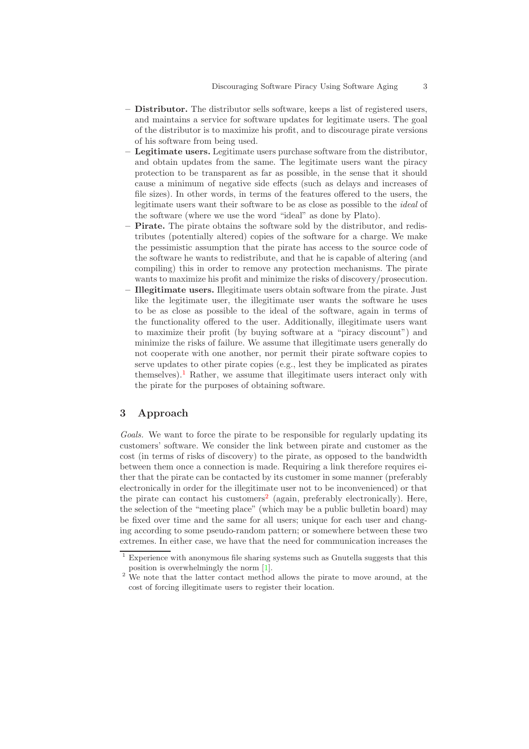- **Distributor.** The distributor sells software, keeps a list of registered users, and maintains a service for software updates for legitimate users. The goal of the distributor is to maximize his profit, and to discourage pirate versions of his software from being used.
- **Legitimate users.** Legitimate users purchase software from the distributor, and obtain updates from the same. The legitimate users want the piracy protection to be transparent as far as possible, in the sense that it should cause a minimum of negative side effects (such as delays and increases of file sizes). In other words, in terms of the features offered to the users, the legitimate users want their software to be as close as possible to the *ideal* of the software (where we use the word "ideal" as done by Plato).
- **Pirate.** The pirate obtains the software sold by the distributor, and redistributes (potentially altered) copies of the software for a charge. We make the pessimistic assumption that the pirate has access to the source code of the software he wants to redistribute, and that he is capable of altering (and compiling) this in order to remove any protection mechanisms. The pirate wants to maximize his profit and minimize the risks of discovery/prosecution.
- **Illegitimate users.** Illegitimate users obtain software from the pirate. Just like the legitimate user, the illegitimate user wants the software he uses to be as close as possible to the ideal of the software, again in terms of the functionality offered to the user. Additionally, illegitimate users want to maximize their profit (by buying software at a "piracy discount") and minimize the risks of failure. We assume that illegitimate users generally do not cooperate with one another, nor permit their pirate software copies to serve updates to other pirate copies (e.g., lest they be implicated as pirates themselves).[1] Rather, we assume that illegitimate users interact only with the pirate for the purposes of obtaining software.

## 3 Approach

*Goals.* We want to force the pirate to be responsible for regularly updating its customers' software. We consider the link between pirate and customer as the cost (in terms of risks of discovery) to the pirate, as opposed to the bandwidth between them once a connection is made. Requiring a link therefore requires either that the pirate can be contacted by its customer in some manner (preferably electronically in order for the illegitimate user not to be inconvenienced) or that the pirate can contact his customers[2] (again, preferably electronically). Here, the selection of the "meeting place" (which may be a public bulletin board) may be fixed over time and the same for all users; unique for each user and changing according to some pseudo-random pattern; or somewhere between these two extremes. In either case, we have that the need for communication increases the

[1] Experience with anonymous file sharing systems such as Gnutella suggests that this position is overwhelmingly the norm [1].

[2] We note that the latter contact method allows the pirate to move around, at the cost of forcing illegitimate users to register their location.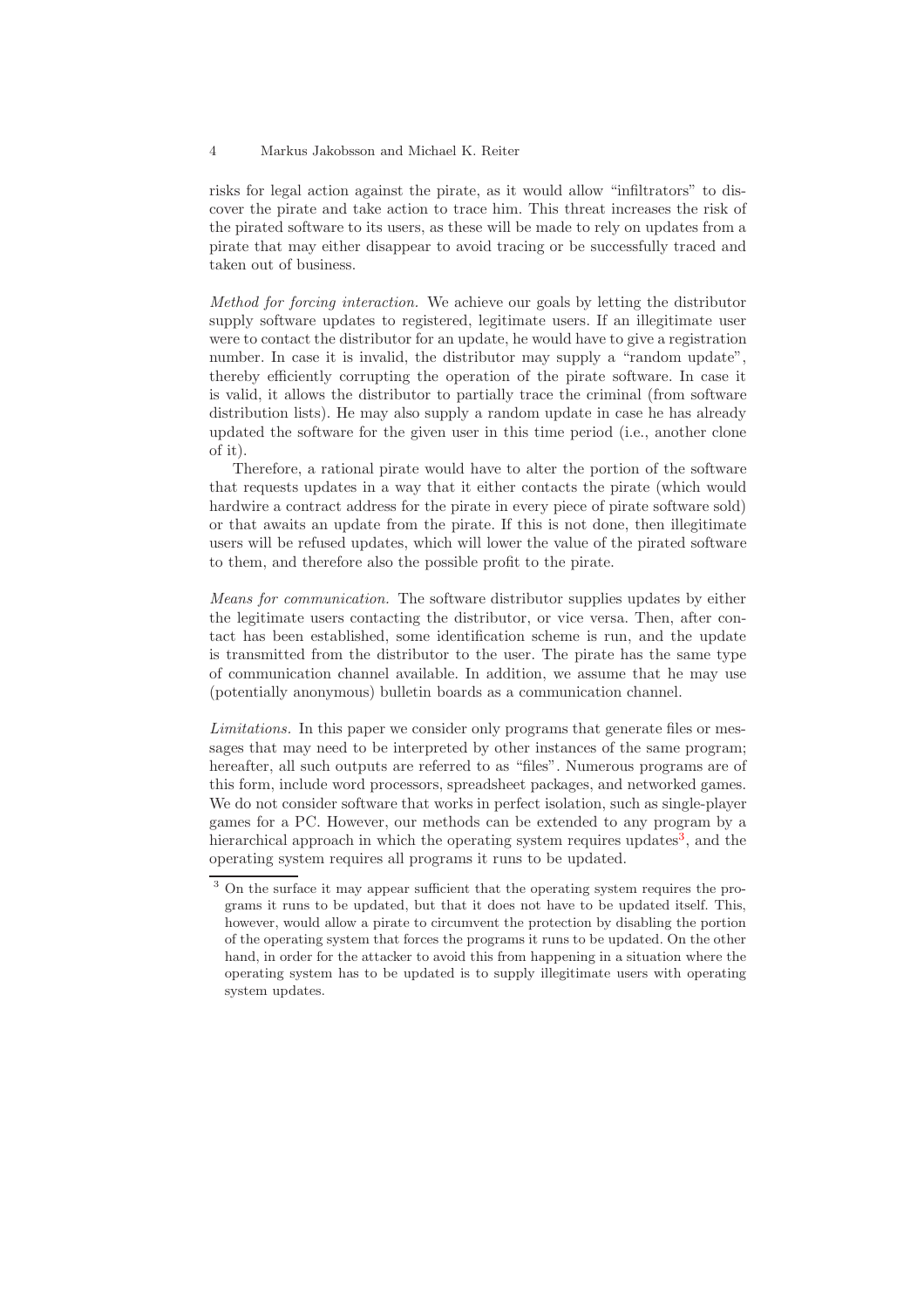risks for legal action against the pirate, as it would allow "infiltrators" to discover the pirate and take action to trace him. This threat increases the risk of the pirated software to its users, as these will be made to rely on updates from a pirate that may either disappear to avoid tracing or be successfully traced and taken out of business.

*Method for forcing interaction.* We achieve our goals by letting the distributor supply software updates to registered, legitimate users. If an illegitimate user were to contact the distributor for an update, he would have to give a registration number. In case it is invalid, the distributor may supply a "random update", thereby efficiently corrupting the operation of the pirate software. In case it is valid, it allows the distributor to partially trace the criminal (from software distribution lists). He may also supply a random update in case he has already updated the software for the given user in this time period (i.e., another clone of it).

Therefore, a rational pirate would have to alter the portion of the software that requests updates in a way that it either contacts the pirate (which would hardwire a contract address for the pirate in every piece of pirate software sold) or that awaits an update from the pirate. If this is not done, then illegitimate users will be refused updates, which will lower the value of the pirated software to them, and therefore also the possible profit to the pirate.

*Means for communication.* The software distributor supplies updates by either the legitimate users contacting the distributor, or vice versa. Then, after contact has been established, some identification scheme is run, and the update is transmitted from the distributor to the user. The pirate has the same type of communication channel available. In addition, we assume that he may use (potentially anonymous) bulletin boards as a communication channel.

*Limitations.* In this paper we consider only programs that generate files or messages that may need to be interpreted by other instances of the same program; hereafter, all such outputs are referred to as "files". Numerous programs are of this form, include word processors, spreadsheet packages, and networked games. We do not consider software that works in perfect isolation, such as single-player games for a PC. However, our methods can be extended to any program by a hierarchical approach in which the operating system requires updates[3], and the operating system requires all programs it runs to be updated.

[3] On the surface it may appear sufficient that the operating system requires the programs it runs to be updated, but that it does not have to be updated itself. This, however, would allow a pirate to circumvent the protection by disabling the portion of the operating system that forces the programs it runs to be updated. On the other hand, in order for the attacker to avoid this from happening in a situation where the operating system has to be updated is to supply illegitimate users with operating system updates.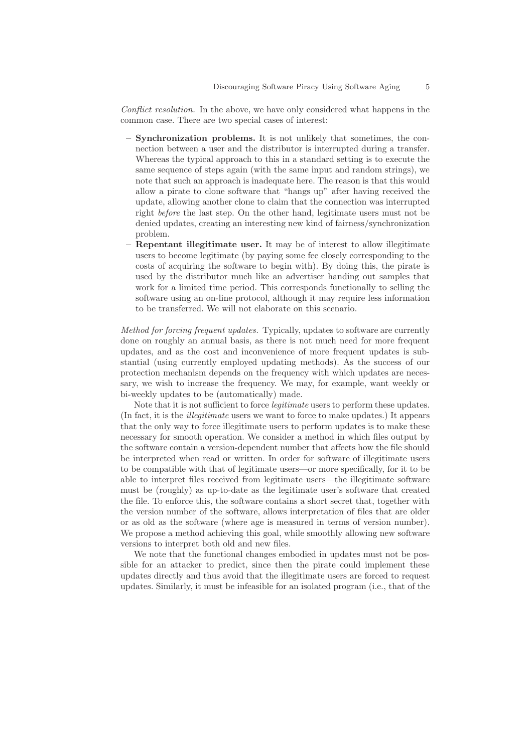*Conflict resolution.* In the above, we have only considered what happens in the common case. There are two special cases of interest:

- **Synchronization problems.** It is not unlikely that sometimes, the connection between a user and the distributor is interrupted during a transfer. Whereas the typical approach to this in a standard setting is to execute the same sequence of steps again (with the same input and random strings), we note that such an approach is inadequate here. The reason is that this would allow a pirate to clone software that "hangs up" after having received the update, allowing another clone to claim that the connection was interrupted right *before* the last step. On the other hand, legitimate users must not be denied updates, creating an interesting new kind of fairness/synchronization problem.
- **Repentant illegitimate user.** It may be of interest to allow illegitimate users to become legitimate (by paying some fee closely corresponding to the costs of acquiring the software to begin with). By doing this, the pirate is used by the distributor much like an advertiser handing out samples that work for a limited time period. This corresponds functionally to selling the software using an on-line protocol, although it may require less information to be transferred. We will not elaborate on this scenario.

*Method for forcing frequent updates.* Typically, updates to software are currently done on roughly an annual basis, as there is not much need for more frequent updates, and as the cost and inconvenience of more frequent updates is substantial (using currently employed updating methods). As the success of our protection mechanism depends on the frequency with which updates are necessary, we wish to increase the frequency. We may, for example, want weekly or bi-weekly updates to be (automatically) made.

Note that it is not sufficient to force *legitimate* users to perform these updates. (In fact, it is the *illegitimate* users we want to force to make updates.) It appears that the only way to force illegitimate users to perform updates is to make these necessary for smooth operation. We consider a method in which files output by the software contain a version-dependent number that affects how the file should be interpreted when read or written. In order for software of illegitimate users to be compatible with that of legitimate users—or more specifically, for it to be able to interpret files received from legitimate users—the illegitimate software must be (roughly) as up-to-date as the legitimate user's software that created the file. To enforce this, the software contains a short secret that, together with the version number of the software, allows interpretation of files that are older or as old as the software (where age is measured in terms of version number). We propose a method achieving this goal, while smoothly allowing new software versions to interpret both old and new files.

We note that the functional changes embodied in updates must not be possible for an attacker to predict, since then the pirate could implement these updates directly and thus avoid that the illegitimate users are forced to request updates. Similarly, it must be infeasible for an isolated program (i.e., that of the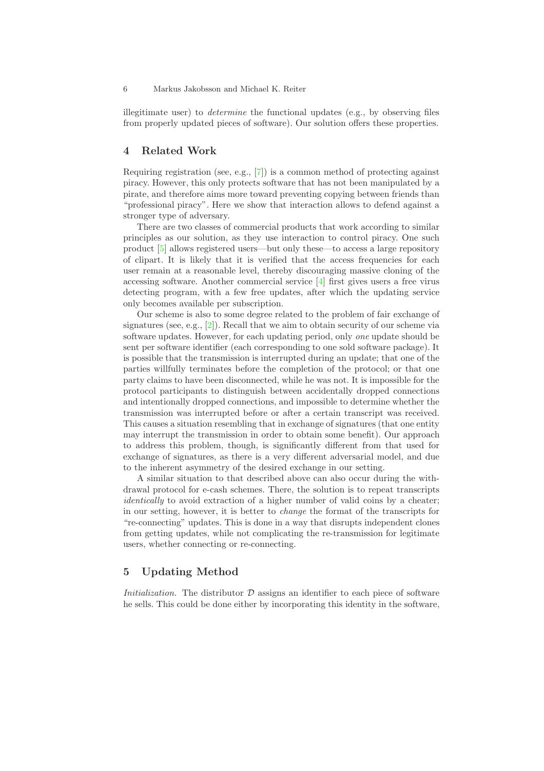illegitimate user) to *determine* the functional updates (e.g., by observing files from properly updated pieces of software). Our solution offers these properties.

## 4 Related Work

Requiring registration (see, e.g., [7]) is a common method of protecting against piracy. However, this only protects software that has not been manipulated by a pirate, and therefore aims more toward preventing copying between friends than "professional piracy". Here we show that interaction allows to defend against a stronger type of adversary.

There are two classes of commercial products that work according to similar principles as our solution, as they use interaction to control piracy. One such product [5] allows registered users—but only these—to access a large repository of clipart. It is likely that it is verified that the access frequencies for each user remain at a reasonable level, thereby discouraging massive cloning of the accessing software. Another commercial service [4] first gives users a free virus detecting program, with a few free updates, after which the updating service only becomes available per subscription.

Our scheme is also to some degree related to the problem of fair exchange of signatures (see, e.g., [2]). Recall that we aim to obtain security of our scheme via software updates. However, for each updating period, only *one* update should be sent per software identifier (each corresponding to one sold software package). It is possible that the transmission is interrupted during an update; that one of the parties willfully terminates before the completion of the protocol; or that one party claims to have been disconnected, while he was not. It is impossible for the protocol participants to distinguish between accidentally dropped connections and intentionally dropped connections, and impossible to determine whether the transmission was interrupted before or after a certain transcript was received. This causes a situation resembling that in exchange of signatures (that one entity may interrupt the transmission in order to obtain some benefit). Our approach to address this problem, though, is significantly different from that used for exchange of signatures, as there is a very different adversarial model, and due to the inherent asymmetry of the desired exchange in our setting.

A similar situation to that described above can also occur during the withdrawal protocol for e-cash schemes. There, the solution is to repeat transcripts *identically* to avoid extraction of a higher number of valid coins by a cheater; in our setting, however, it is better to *change* the format of the transcripts for "re-connecting" updates. This is done in a way that disrupts independent clones from getting updates, while not complicating the re-transmission for legitimate users, whether connecting or re-connecting.

## 5 Updating Method

*Initialization.* The distributor $\mathcal{D}$ assigns an identifier to each piece of software he sells. This could be done either by incorporating this identity in the software,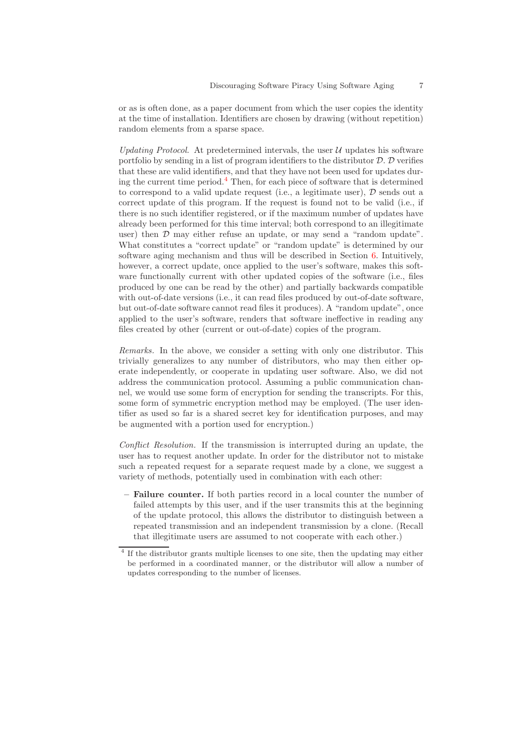or as is often done, as a paper document from which the user copies the identity at the time of installation. Identifiers are chosen by drawing (without repetition) random elements from a sparse space.

*Updating Protocol.* At predetermined intervals, the user $\mathcal{U}$ updates his software portfolio by sending in a list of program identifiers to the distributor $\mathcal{D}$. $\mathcal{D}$ verifies that these are valid identifiers, and that they have not been used for updates during the current time period.[4] Then, for each piece of software that is determined to correspond to a valid update request (i.e., a legitimate user), $\mathcal{D}$ sends out a correct update of this program. If the request is found not to be valid (i.e., if there is no such identifier registered, or if the maximum number of updates have already been performed for this time interval; both correspond to an illegitimate user) then $\mathcal{D}$ may either refuse an update, or may send a "random update". What constitutes a "correct update" or "random update" is determined by our software aging mechanism and thus will be described in Section 6. Intuitively, however, a correct update, once applied to the user's software, makes this software functionally current with other updated copies of the software (i.e., files produced by one can be read by the other) and partially backwards compatible with out-of-date versions (i.e., it can read files produced by out-of-date software, but out-of-date software cannot read files it produces). A "random update", once applied to the user's software, renders that software ineffective in reading any files created by other (current or out-of-date) copies of the program.

*Remarks.* In the above, we consider a setting with only one distributor. This trivially generalizes to any number of distributors, who may then either operate independently, or cooperate in updating user software. Also, we did not address the communication protocol. Assuming a public communication channel, we would use some form of encryption for sending the transcripts. For this, some form of symmetric encryption method may be employed. (The user identifier as used so far is a shared secret key for identification purposes, and may be augmented with a portion used for encryption.)

*Conflict Resolution.* If the transmission is interrupted during an update, the user has to request another update. In order for the distributor not to mistake such a repeated request for a separate request made by a clone, we suggest a variety of methods, potentially used in combination with each other:

- **Failure counter.** If both parties record in a local counter the number of failed attempts by this user, and if the user transmits this at the beginning of the update protocol, this allows the distributor to distinguish between a repeated transmission and an independent transmission by a clone. (Recall that illegitimate users are assumed to not cooperate with each other.)

[4] If the distributor grants multiple licenses to one site, then the updating may either be performed in a coordinated manner, or the distributor will allow a number of updates corresponding to the number of licenses.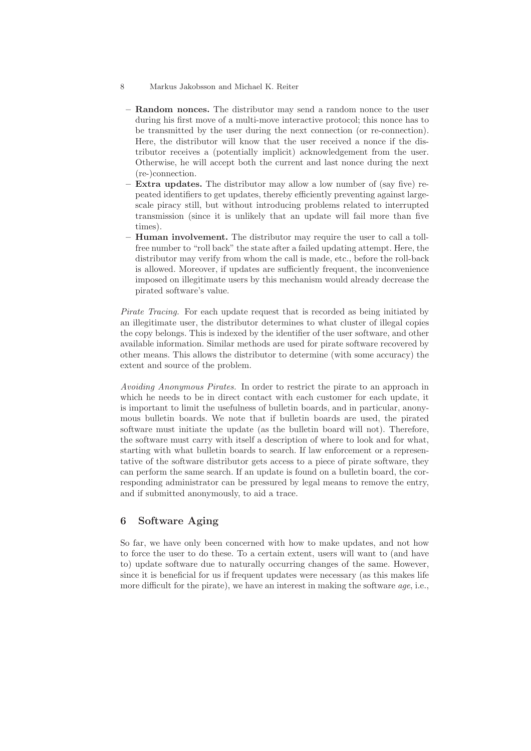- **Random nonces.** The distributor may send a random nonce to the user during his first move of a multi-move interactive protocol; this nonce has to be transmitted by the user during the next connection (or re-connection). Here, the distributor will know that the user received a nonce if the distributor receives a (potentially implicit) acknowledgement from the user. Otherwise, he will accept both the current and last nonce during the next (re-)connection.
- **Extra updates.** The distributor may allow a low number of (say five) repeated identifiers to get updates, thereby efficiently preventing against large-scale piracy still, but without introducing problems related to interrupted transmission (since it is unlikely that an update will fail more than five times).
- **Human involvement.** The distributor may require the user to call a toll-free number to "roll back" the state after a failed updating attempt. Here, the distributor may verify from whom the call is made, etc., before the roll-back is allowed. Moreover, if updates are sufficiently frequent, the inconvenience imposed on illegitimate users by this mechanism would already decrease the pirated software's value.

*Pirate Tracing.* For each update request that is recorded as being initiated by an illegitimate user, the distributor determines to what cluster of illegal copies the copy belongs. This is indexed by the identifier of the user software, and other available information. Similar methods are used for pirate software recovered by other means. This allows the distributor to determine (with some accuracy) the extent and source of the problem.

*Avoiding Anonymous Pirates.* In order to restrict the pirate to an approach in which he needs to be in direct contact with each customer for each update, it is important to limit the usefulness of bulletin boards, and in particular, anonymous bulletin boards. We note that if bulletin boards are used, the pirated software must initiate the update (as the bulletin board will not). Therefore, the software must carry with itself a description of where to look and for what, starting with what bulletin boards to search. If law enforcement or a representative of the software distributor gets access to a piece of pirate software, they can perform the same search. If an update is found on a bulletin board, the corresponding administrator can be pressured by legal means to remove the entry, and if submitted anonymously, to aid a trace.

## 6 Software Aging

So far, we have only been concerned with how to make updates, and not how to force the user to do these. To a certain extent, users will want to (and have to) update software due to naturally occurring changes of the same. However, since it is beneficial for us if frequent updates were necessary (as this makes life more difficult for the pirate), we have an interest in making the software *age*, i.e.,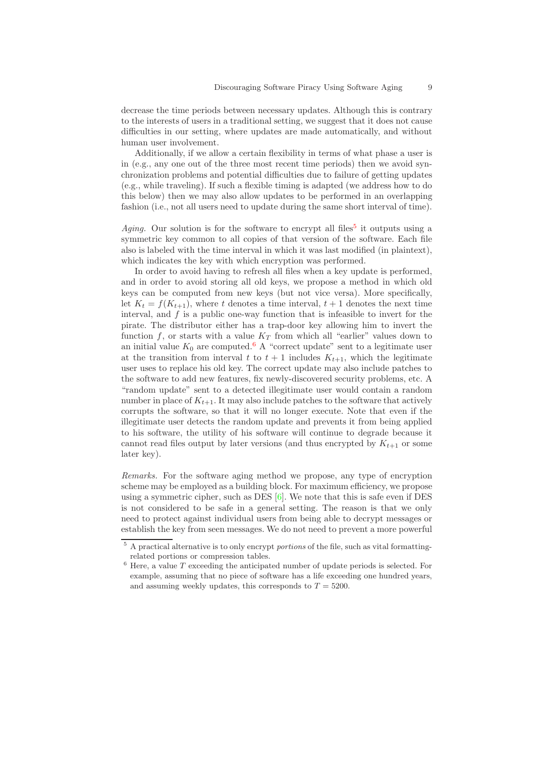decrease the time periods between necessary updates. Although this is contrary to the interests of users in a traditional setting, we suggest that it does not cause difficulties in our setting, where updates are made automatically, and without human user involvement.

Additionally, if we allow a certain flexibility in terms of what phase a user is in (e.g., any one out of the three most recent time periods) then we avoid synchronization problems and potential difficulties due to failure of getting updates (e.g., while traveling). If such a flexible timing is adapted (we address how to do this below) then we may also allow updates to be performed in an overlapping fashion (i.e., not all users need to update during the same short interval of time).

*Aging.* Our solution is for the software to encrypt all files[5] it outputs using a symmetric key common to all copies of that version of the software. Each file also is labeled with the time interval in which it was last modified (in plaintext), which indicates the key with which encryption was performed.

In order to avoid having to refresh all files when a key update is performed, and in order to avoid storing all old keys, we propose a method in which old keys can be computed from new keys (but not vice versa). More specifically, let $K_t = f(K_{t+1})$, where $t$ denotes a time interval, $t+1$ denotes the next time interval, and $f$ is a public one-way function that is infeasible to invert for the pirate. The distributor either has a trap-door key allowing him to invert the function $f$, or starts with a value $K_T$ from which all "earlier" values down to an initial value $K_0$ are computed.[6] A "correct update" sent to a legitimate user at the transition from interval $t$ to $t+1$ includes $K_{t+1}$, which the legitimate user uses to replace his old key. The correct update may also include patches to the software to add new features, fix newly-discovered security problems, etc. A "random update" sent to a detected illegitimate user would contain a random number in place of $K_{t+1}$. It may also include patches to the software that actively corrupts the software, so that it will no longer execute. Note that even if the illegitimate user detects the random update and prevents it from being applied to his software, the utility of his software will continue to degrade because it cannot read files output by later versions (and thus encrypted by $K_{t+1}$ or some later key).

*Remarks.* For the software aging method we propose, any type of encryption scheme may be employed as a building block. For maximum efficiency, we propose using a symmetric cipher, such as DES [6]. We note that this is safe even if DES is not considered to be safe in a general setting. The reason is that we only need to protect against individual users from being able to decrypt messages or establish the key from seen messages. We do not need to prevent a more powerful

[5] A practical alternative is to only encrypt *portions* of the file, such as vital formatting-related portions or compression tables.

[6] Here, a value $T$ exceeding the anticipated number of update periods is selected. For example, assuming that no piece of software has a life exceeding one hundred years, and assuming weekly updates, this corresponds to $T = 5200$.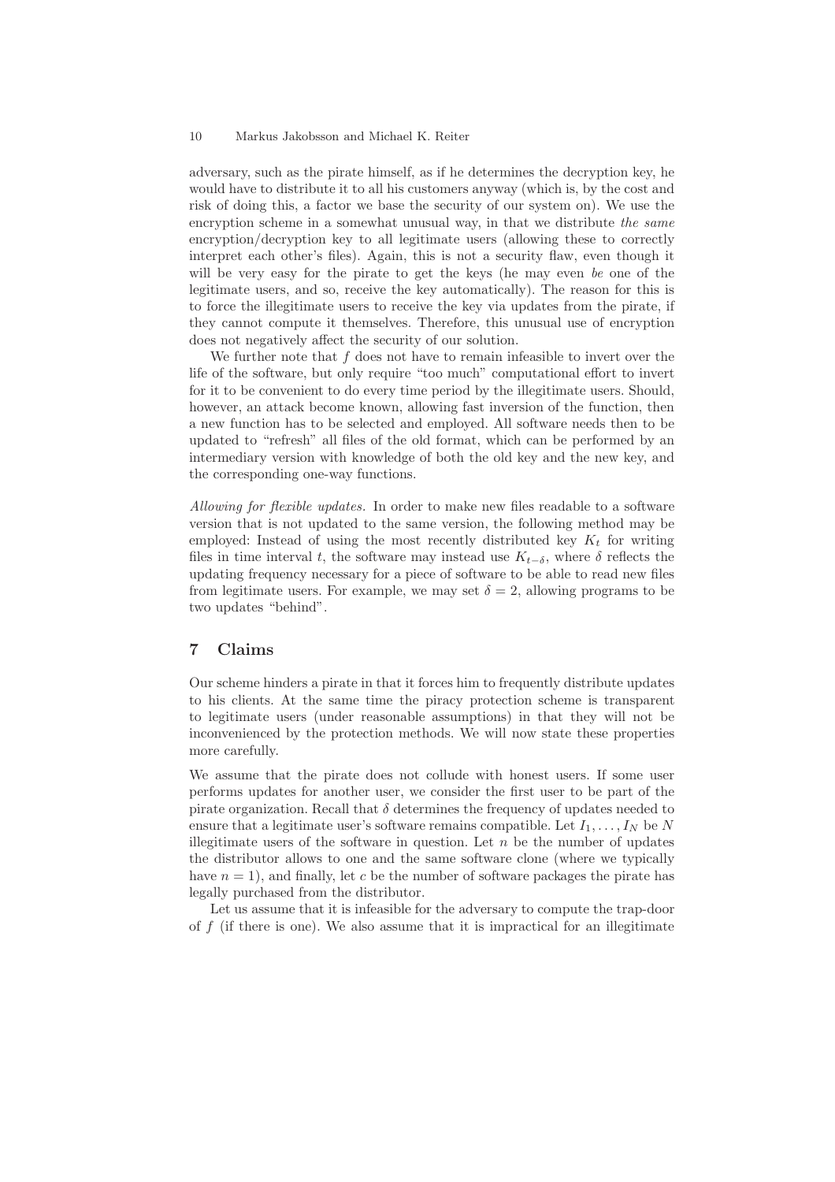adversary, such as the pirate himself, as if he determines the decryption key, he would have to distribute it to all his customers anyway (which is, by the cost and risk of doing this, a factor we base the security of our system on). We use the encryption scheme in a somewhat unusual way, in that we distribute *the same* encryption/decryption key to all legitimate users (allowing these to correctly interpret each other's files). Again, this is not a security flaw, even though it will be very easy for the pirate to get the keys (he may even *be* one of the legitimate users, and so, receive the key automatically). The reason for this is to force the illegitimate users to receive the key via updates from the pirate, if they cannot compute it themselves. Therefore, this unusual use of encryption does not negatively affect the security of our solution.

We further note that $f$ does not have to remain infeasible to invert over the life of the software, but only require "too much" computational effort to invert for it to be convenient to do every time period by the illegitimate users. Should, however, an attack become known, allowing fast inversion of the function, then a new function has to be selected and employed. All software needs then to be updated to "refresh" all files of the old format, which can be performed by an intermediary version with knowledge of both the old key and the new key, and the corresponding one-way functions.

*Allowing for flexible updates.* In order to make new files readable to a software version that is not updated to the same version, the following method may be employed: Instead of using the most recently distributed key $K_t$ for writing files in time interval $t$, the software may instead use $K_{t-\delta}$, where $\delta$ reflects the updating frequency necessary for a piece of software to be able to read new files from legitimate users. For example, we may set $\delta = 2$, allowing programs to be two updates "behind".

## 7 Claims

Our scheme hinders a pirate in that it forces him to frequently distribute updates to his clients. At the same time the piracy protection scheme is transparent to legitimate users (under reasonable assumptions) in that they will not be inconvenienced by the protection methods. We will now state these properties more carefully.

We assume that the pirate does not collude with honest users. If some user performs updates for another user, we consider the first user to be part of the pirate organization. Recall that $\delta$ determines the frequency of updates needed to ensure that a legitimate user's software remains compatible. Let $I_1, \ldots, I_N$ be $N$ illegitimate users of the software in question. Let $n$ be the number of updates the distributor allows to one and the same software clone (where we typically have $n = 1$), and finally, let $c$ be the number of software packages the pirate has legally purchased from the distributor.

Let us assume that it is infeasible for the adversary to compute the trap-door of $f$ (if there is one). We also assume that it is impractical for an illegitimate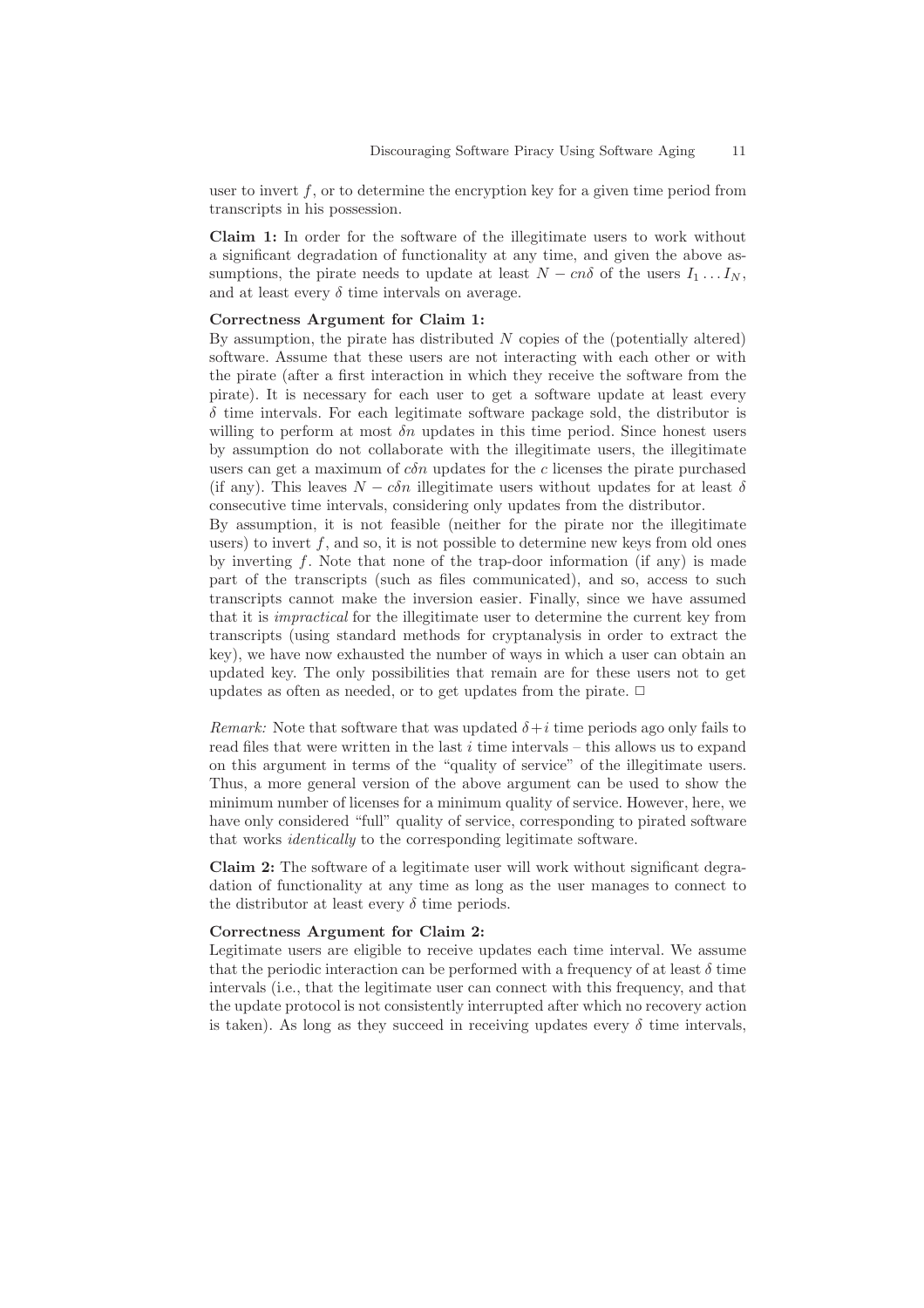user to invert $f$, or to determine the encryption key for a given time period from transcripts in his possession.

**Claim 1:** In order for the software of the illegitimate users to work without a significant degradation of functionality at any time, and given the above assumptions, the pirate needs to update at least $N - cn\delta$ of the users $I_1 \ldots I_N$, and at least every $\delta$ time intervals on average.

**Correctness Argument for Claim 1:**
By assumption, the pirate has distributed $N$ copies of the (potentially altered) software. Assume that these users are not interacting with each other or with the pirate (after a first interaction in which they receive the software from the pirate). It is necessary for each user to get a software update at least every $\delta$ time intervals. For each legitimate software package sold, the distributor is willing to perform at most $\delta n$ updates in this time period. Since honest users by assumption do not collaborate with the illegitimate users, the illegitimate users can get a maximum of $c\delta n$ updates for the $c$ licenses the pirate purchased (if any). This leaves $N - c\delta n$ illegitimate users without updates for at least $\delta$ consecutive time intervals, considering only updates from the distributor.
By assumption, it is not feasible (neither for the pirate nor the illegitimate users) to invert $f$, and so, it is not possible to determine new keys from old ones by inverting $f$. Note that none of the trap-door information (if any) is made part of the transcripts (such as files communicated), and so, access to such transcripts cannot make the inversion easier. Finally, since we have assumed that it is *impractical* for the illegitimate user to determine the current key from transcripts (using standard methods for cryptanalysis in order to extract the key), we have now exhausted the number of ways in which a user can obtain an updated key. The only possibilities that remain are for these users not to get updates as often as needed, or to get updates from the pirate. □

*Remark:* Note that software that was updated $\delta + i$ time periods ago only fails to read files that were written in the last $i$ time intervals – this allows us to expand on this argument in terms of the "quality of service" of the illegitimate users. Thus, a more general version of the above argument can be used to show the minimum number of licenses for a minimum quality of service. However, here, we have only considered "full" quality of service, corresponding to pirated software that works *identically* to the corresponding legitimate software.

**Claim 2:** The software of a legitimate user will work without significant degradation of functionality at any time as long as the user manages to connect to the distributor at least every $\delta$ time periods.

**Correctness Argument for Claim 2:**
Legitimate users are eligible to receive updates each time interval. We assume that the periodic interaction can be performed with a frequency of at least $\delta$ time intervals (i.e., that the legitimate user can connect with this frequency, and that the update protocol is not consistently interrupted after which no recovery action is taken). As long as they succeed in receiving updates every $\delta$ time intervals,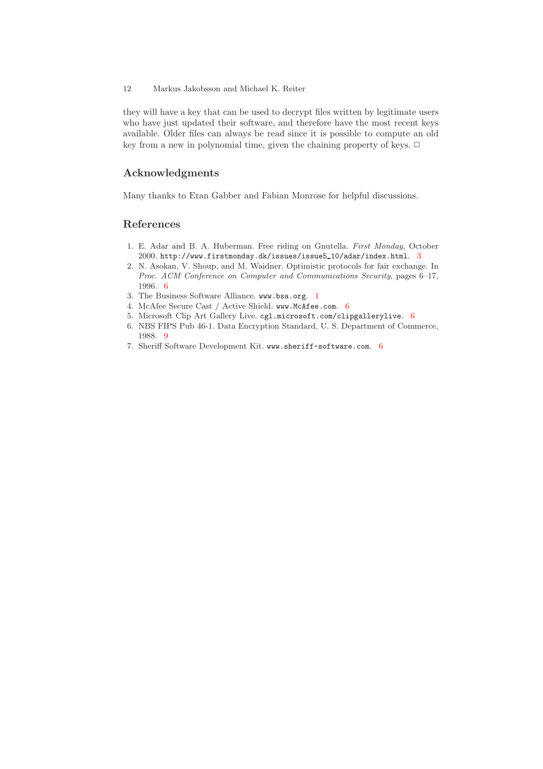they will have a key that can be used to decrypt files written by legitimate users who have just updated their software, and therefore have the most recent keys available. Older files can always be read since it is possible to compute an old key from a new in polynomial time, given the chaining property of keys. □

## Acknowledgments

Many thanks to Eran Gabber and Fabian Monrose for helpful discussions.

## References

1. E. Adar and B. A. Huberman. Free riding on Gnutella. *First Monday*, October 2000. `http://www.firstmonday.dk/issues/issue5_10/adar/index.html`. 3
2. N. Asokan, V. Shoup, and M. Waidner. Optimistic protocols for fair exchange. In *Proc. ACM Conference on Computer and Communications Security*, pages 6–17, 1996. 6
3. The Business Software Alliance. `www.bsa.org`. 1
4. McAfee Secure Cast / Active Shield. `www.McAfee.com`. 6
5. Microsoft Clip Art Gallery Live. `cgl.microsoft.com/clipgallerylive`. 6
6. NBS FIPS Pub 46-1. Data Encryption Standard, U. S. Department of Commerce, 1988. 9
7. Sheriff Software Development Kit. `www.sheriff-software.com`. 6